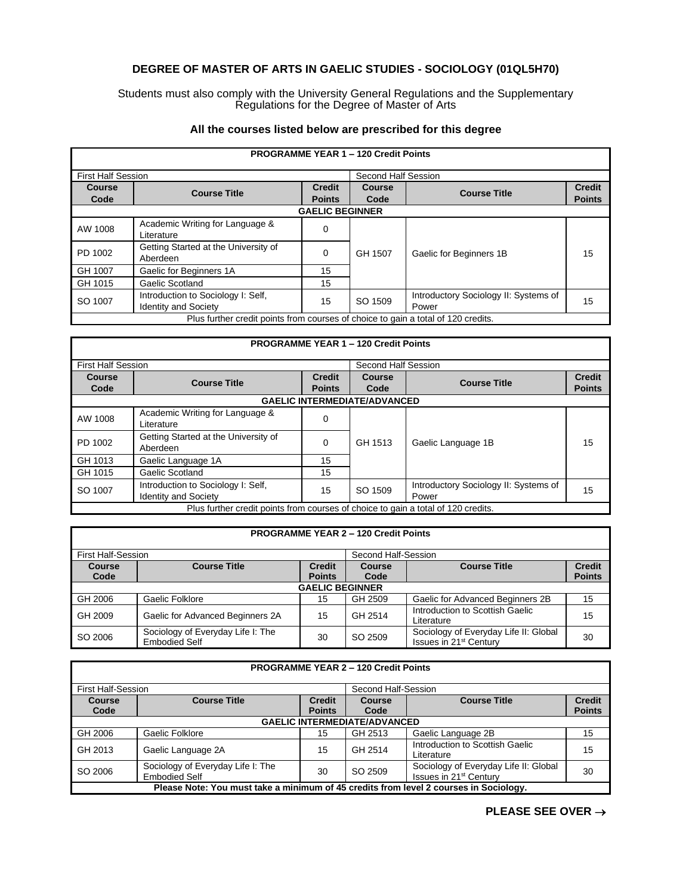# DEGREE OF MASTER OF ARTS IN GAELIC STUDIES - SOCIOLOGY (01QL5H70)

Students must also comply with the University General Regulations and the Supplementary Regulations for the Degree of Master of Arts

### All the courses listed below are prescribed for this degree

| PROGRAMME YEAR 1 – 120 Credit Points | | | | | |
|---|---|---|---|---|---|
| First Half Session | | | Second Half Session | | |
| **Course Code** | **Course Title** | **Credit Points** | **Course Code** | **Course Title** | **Credit Points** |
| **GAELIC BEGINNER** | | | | | |
| AW 1008 | Academic Writing for Language & Literature | 0 | GH 1507 | Gaelic for Beginners 1B | 15 |
| PD 1002 | Getting Started at the University of Aberdeen | 0 | | | |
| GH 1007 | Gaelic for Beginners 1A | 15 | | | |
| GH 1015 | Gaelic Scotland | 15 | | | |
| SO 1007 | Introduction to Sociology I: Self, Identity and Society | 15 | SO 1509 | Introductory Sociology II: Systems of Power | 15 |
| Plus further credit points from courses of choice to gain a total of 120 credits. | | | | | |

| PROGRAMME YEAR 1 – 120 Credit Points | | | | | |
|---|---|---|---|---|---|
| First Half Session | | | Second Half Session | | |
| **Course Code** | **Course Title** | **Credit Points** | **Course Code** | **Course Title** | **Credit Points** |
| **GAELIC INTERMEDIATE/ADVANCED** | | | | | |
| AW 1008 | Academic Writing for Language & Literature | 0 | GH 1513 | Gaelic Language 1B | 15 |
| PD 1002 | Getting Started at the University of Aberdeen | 0 | | | |
| GH 1013 | Gaelic Language 1A | 15 | | | |
| GH 1015 | Gaelic Scotland | 15 | | | |
| SO 1007 | Introduction to Sociology I: Self, Identity and Society | 15 | SO 1509 | Introductory Sociology II: Systems of Power | 15 |
| Plus further credit points from courses of choice to gain a total of 120 credits. | | | | | |

| PROGRAMME YEAR 2 – 120 Credit Points | | | | | |
|---|---|---|---|---|---|
| First Half-Session | | | Second Half-Session | | |
| **Course Code** | **Course Title** | **Credit Points** | **Course Code** | **Course Title** | **Credit Points** |
| **GAELIC BEGINNER** | | | | | |
| GH 2006 | Gaelic Folklore | 15 | GH 2509 | Gaelic for Advanced Beginners 2B | 15 |
| GH 2009 | Gaelic for Advanced Beginners 2A | 15 | GH 2514 | Introduction to Scottish Gaelic Literature | 15 |
| SO 2006 | Sociology of Everyday Life I: The Embodied Self | 30 | SO 2509 | Sociology of Everyday Life II: Global Issues in 21st Century | 30 |

| PROGRAMME YEAR 2 – 120 Credit Points | | | | | |
|---|---|---|---|---|---|
| First Half-Session | | | Second Half-Session | | |
| **Course Code** | **Course Title** | **Credit Points** | **Course Code** | **Course Title** | **Credit Points** |
| **GAELIC INTERMEDIATE/ADVANCED** | | | | | |
| GH 2006 | Gaelic Folklore | 15 | GH 2513 | Gaelic Language 2B | 15 |
| GH 2013 | Gaelic Language 2A | 15 | GH 2514 | Introduction to Scottish Gaelic Literature | 15 |
| SO 2006 | Sociology of Everyday Life I: The Embodied Self | 30 | SO 2509 | Sociology of Everyday Life II: Global Issues in 21st Century | 30 |
| **Please Note: You must take a minimum of 45 credits from level 2 courses in Sociology.** | | | | | |

**PLEASE SEE OVER →**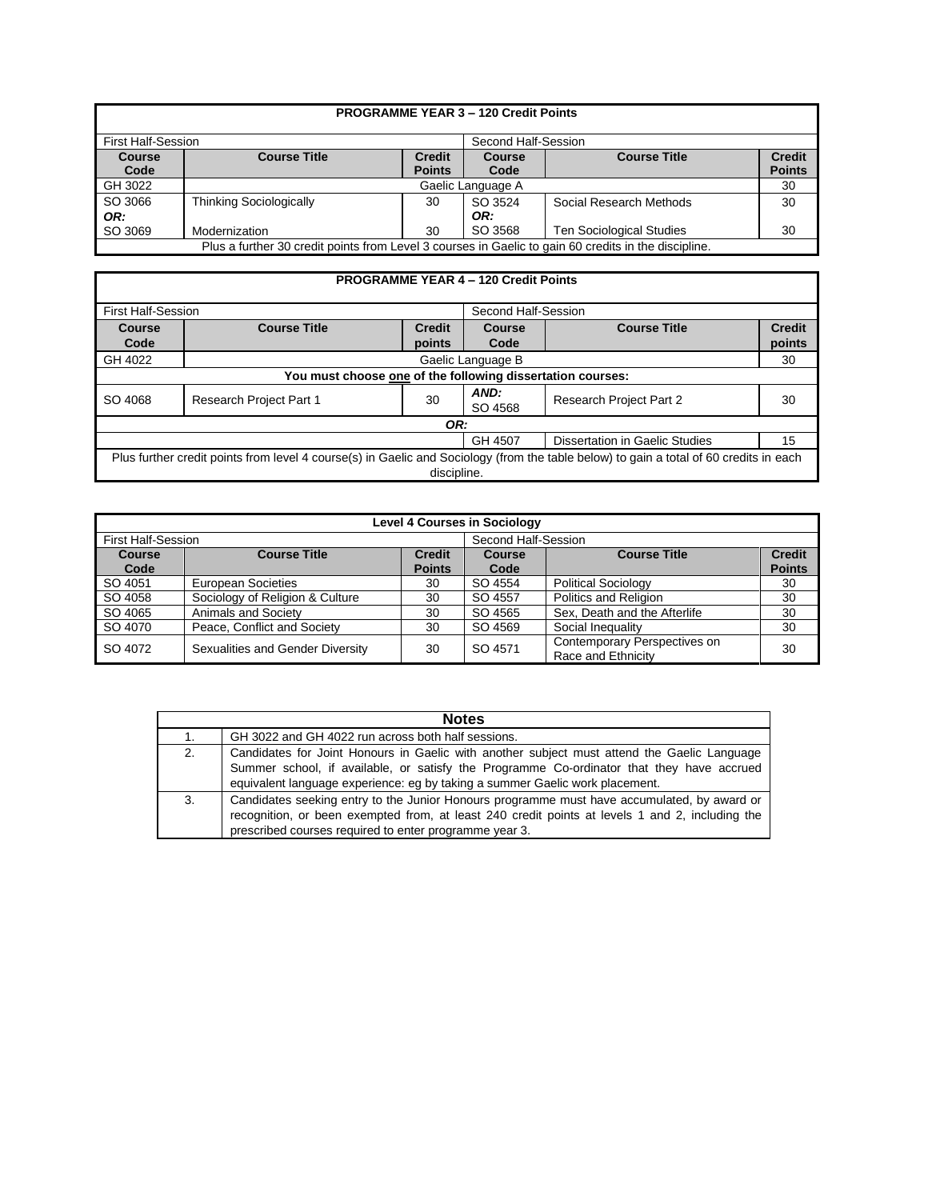| PROGRAMME YEAR 3 – 120 Credit Points | | | | | |
|---|---|---|---|---|---|
| First Half-Session | | | Second Half-Session | | |
| **Course Code** | **Course Title** | **Credit Points** | **Course Code** | **Course Title** | **Credit Points** |
| GH 3022 | Gaelic Language A | | | | 30 |
| SO 3066 ***OR:*** | Thinking Sociologically | 30 | SO 3524 ***OR:*** | Social Research Methods | 30 |
| SO 3069 | Modernization | 30 | SO 3568 | Ten Sociological Studies | 30 |
| Plus a further 30 credit points from Level 3 courses in Gaelic to gain 60 credits in the discipline. | | | | | |

| PROGRAMME YEAR 4 – 120 Credit Points | | | | | |
|---|---|---|---|---|---|
| First Half-Session | | | Second Half-Session | | |
| **Course Code** | **Course Title** | **Credit points** | **Course Code** | **Course Title** | **Credit points** |
| GH 4022 | Gaelic Language B | | | | 30 |
| **You must choose one of the following dissertation courses:** | | | | | |
| SO 4068 | Research Project Part 1 | 30 | ***AND:*** SO 4568 | Research Project Part 2 | 30 |
| ***OR:*** | | | | | |
| | | | GH 4507 | Dissertation in Gaelic Studies | 15 |
| Plus further credit points from level 4 course(s) in Gaelic and Sociology (from the table below) to gain a total of 60 credits in each discipline. | | | | | |

| Level 4 Courses in Sociology | | | | | |
|---|---|---|---|---|---|
| First Half-Session | | | Second Half-Session | | |
| **Course Code** | **Course Title** | **Credit Points** | **Course Code** | **Course Title** | **Credit Points** |
| SO 4051 | European Societies | 30 | SO 4554 | Political Sociology | 30 |
| SO 4058 | Sociology of Religion & Culture | 30 | SO 4557 | Politics and Religion | 30 |
| SO 4065 | Animals and Society | 30 | SO 4565 | Sex, Death and the Afterlife | 30 |
| SO 4070 | Peace, Conflict and Society | 30 | SO 4569 | Social Inequality | 30 |
| SO 4072 | Sexualities and Gender Diversity | 30 | SO 4571 | Contemporary Perspectives on Race and Ethnicity | 30 |

| Notes | |
|---|---|
| 1. | GH 3022 and GH 4022 run across both half sessions. |
| 2. | Candidates for Joint Honours in Gaelic with another subject must attend the Gaelic Language Summer school, if available, or satisfy the Programme Co-ordinator that they have accrued equivalent language experience: eg by taking a summer Gaelic work placement. |
| 3. | Candidates seeking entry to the Junior Honours programme must have accumulated, by award or recognition, or been exempted from, at least 240 credit points at levels 1 and 2, including the prescribed courses required to enter programme year 3. |